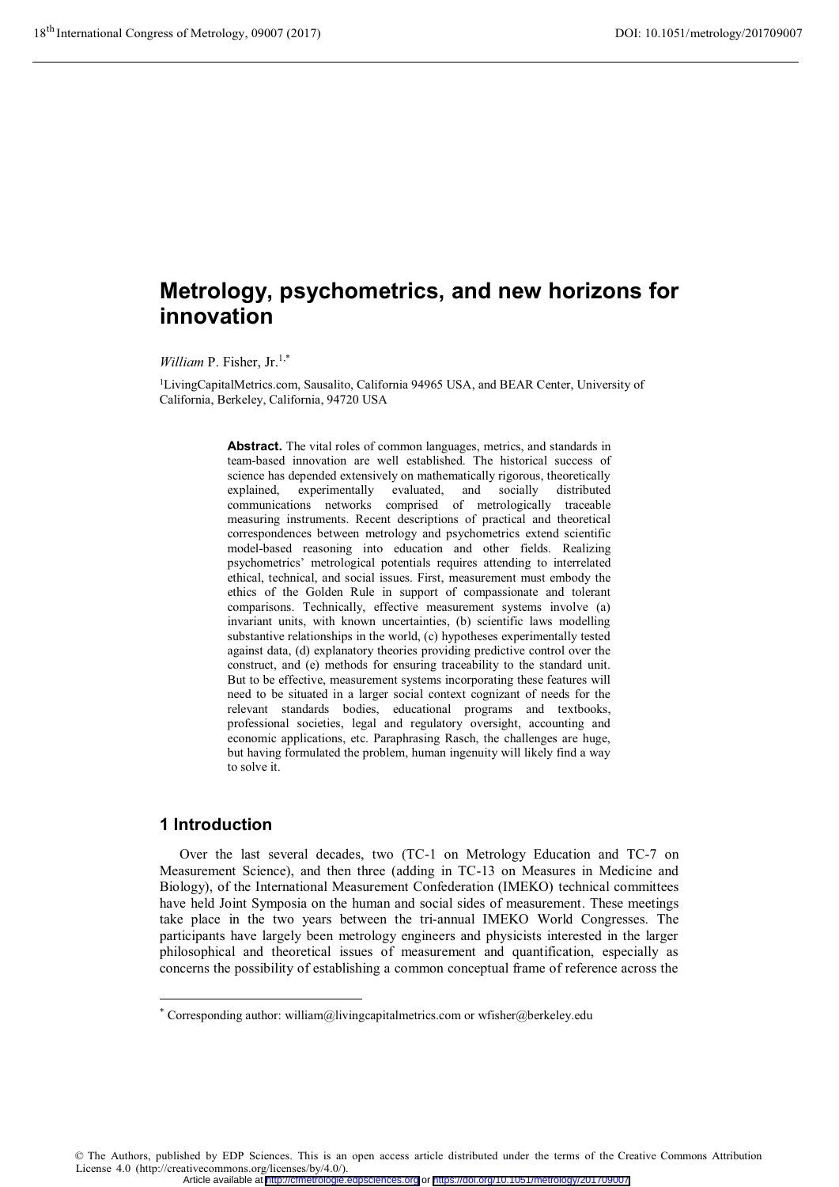# Metrology, psychometrics, and new horizons for innovation

*William* P. Fisher, Jr.[1,*]

[1]LivingCapitalMetrics.com, Sausalito, California 94965 USA, and BEAR Center, University of California, Berkeley, California, 94720 USA

**Abstract.** The vital roles of common languages, metrics, and standards in team-based innovation are well established. The historical success of science has depended extensively on mathematically rigorous, theoretically explained, experimentally evaluated, and socially distributed communications networks comprised of metrologically traceable measuring instruments. Recent descriptions of practical and theoretical correspondences between metrology and psychometrics extend scientific model-based reasoning into education and other fields. Realizing psychometrics' metrological potentials requires attending to interrelated ethical, technical, and social issues. First, measurement must embody the ethics of the Golden Rule in support of compassionate and tolerant comparisons. Technically, effective measurement systems involve (a) invariant units, with known uncertainties, (b) scientific laws modelling substantive relationships in the world, (c) hypotheses experimentally tested against data, (d) explanatory theories providing predictive control over the construct, and (e) methods for ensuring traceability to the standard unit. But to be effective, measurement systems incorporating these features will need to be situated in a larger social context cognizant of needs for the relevant standards bodies, educational programs and textbooks, professional societies, legal and regulatory oversight, accounting and economic applications, etc. Paraphrasing Rasch, the challenges are huge, but having formulated the problem, human ingenuity will likely find a way to solve it.

## 1 Introduction

Over the last several decades, two (TC-1 on Metrology Education and TC-7 on Measurement Science), and then three (adding in TC-13 on Measures in Medicine and Biology), of the International Measurement Confederation (IMEKO) technical committees have held Joint Symposia on the human and social sides of measurement. These meetings take place in the two years between the tri-annual IMEKO World Congresses. The participants have largely been metrology engineers and physicists interested in the larger philosophical and theoretical issues of measurement and quantification, especially as concerns the possibility of establishing a common conceptual frame of reference across the

[*] Corresponding author: william@livingcapitalmetrics.com or wfisher@berkeley.edu

© The Authors, published by EDP Sciences. This is an open access article distributed under the terms of the Creative Commons Attribution License 4.0 (http://creativecommons.org/licenses/by/4.0/).
Article available at http://cfmetrologie.edpsciences.org or https://doi.org/10.1051/metrology/201709007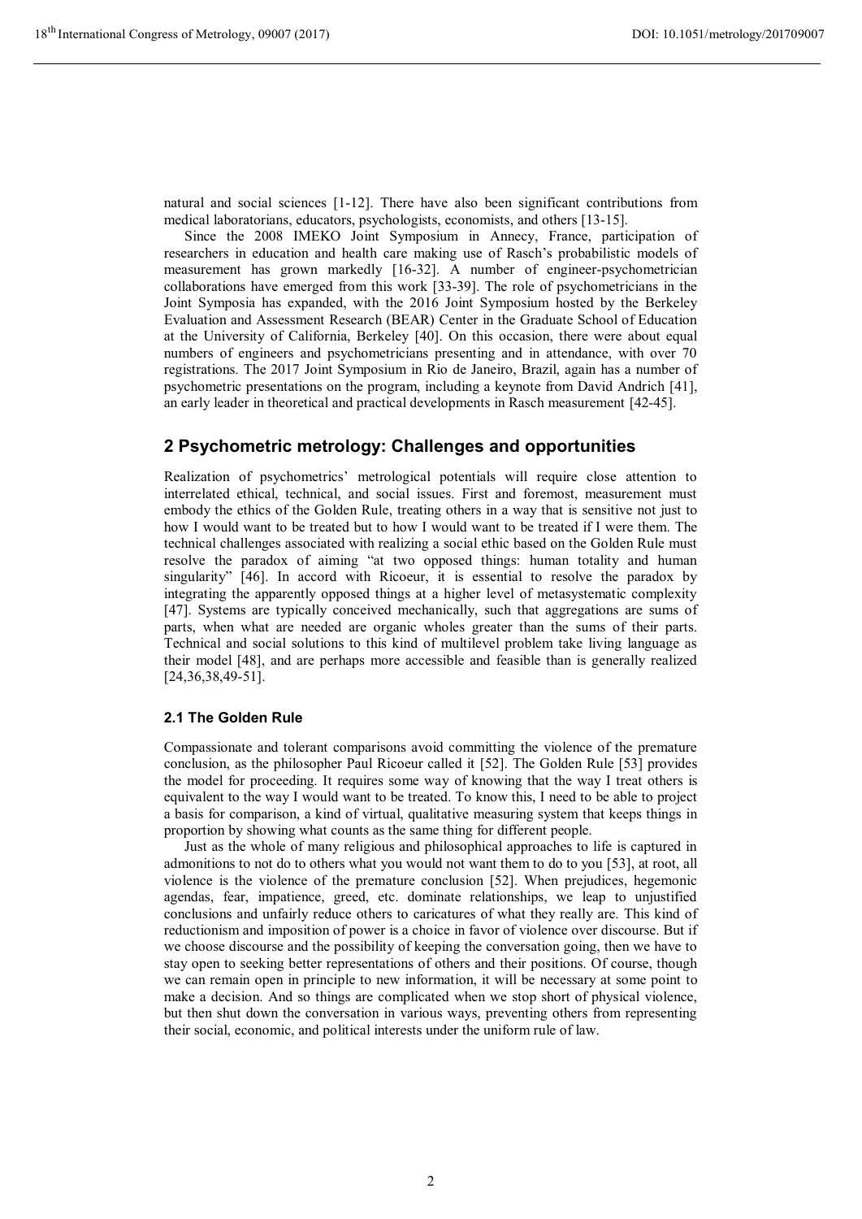natural and social sciences [1-12]. There have also been significant contributions from medical laboratorians, educators, psychologists, economists, and others [13-15].

Since the 2008 IMEKO Joint Symposium in Annecy, France, participation of researchers in education and health care making use of Rasch's probabilistic models of measurement has grown markedly [16-32]. A number of engineer-psychometrician collaborations have emerged from this work [33-39]. The role of psychometricians in the Joint Symposia has expanded, with the 2016 Joint Symposium hosted by the Berkeley Evaluation and Assessment Research (BEAR) Center in the Graduate School of Education at the University of California, Berkeley [40]. On this occasion, there were about equal numbers of engineers and psychometricians presenting and in attendance, with over 70 registrations. The 2017 Joint Symposium in Rio de Janeiro, Brazil, again has a number of psychometric presentations on the program, including a keynote from David Andrich [41], an early leader in theoretical and practical developments in Rasch measurement [42-45].

## 2 Psychometric metrology: Challenges and opportunities

Realization of psychometrics' metrological potentials will require close attention to interrelated ethical, technical, and social issues. First and foremost, measurement must embody the ethics of the Golden Rule, treating others in a way that is sensitive not just to how I would want to be treated but to how I would want to be treated if I were them. The technical challenges associated with realizing a social ethic based on the Golden Rule must resolve the paradox of aiming "at two opposed things: human totality and human singularity" [46]. In accord with Ricoeur, it is essential to resolve the paradox by integrating the apparently opposed things at a higher level of metasystematic complexity [47]. Systems are typically conceived mechanically, such that aggregations are sums of parts, when what are needed are organic wholes greater than the sums of their parts. Technical and social solutions to this kind of multilevel problem take living language as their model [48], and are perhaps more accessible and feasible than is generally realized [24,36,38,49-51].

### 2.1 The Golden Rule

Compassionate and tolerant comparisons avoid committing the violence of the premature conclusion, as the philosopher Paul Ricoeur called it [52]. The Golden Rule [53] provides the model for proceeding. It requires some way of knowing that the way I treat others is equivalent to the way I would want to be treated. To know this, I need to be able to project a basis for comparison, a kind of virtual, qualitative measuring system that keeps things in proportion by showing what counts as the same thing for different people.

Just as the whole of many religious and philosophical approaches to life is captured in admonitions to not do to others what you would not want them to do to you [53], at root, all violence is the violence of the premature conclusion [52]. When prejudices, hegemonic agendas, fear, impatience, greed, etc. dominate relationships, we leap to unjustified conclusions and unfairly reduce others to caricatures of what they really are. This kind of reductionism and imposition of power is a choice in favor of violence over discourse. But if we choose discourse and the possibility of keeping the conversation going, then we have to stay open to seeking better representations of others and their positions. Of course, though we can remain open in principle to new information, it will be necessary at some point to make a decision. And so things are complicated when we stop short of physical violence, but then shut down the conversation in various ways, preventing others from representing their social, economic, and political interests under the uniform rule of law.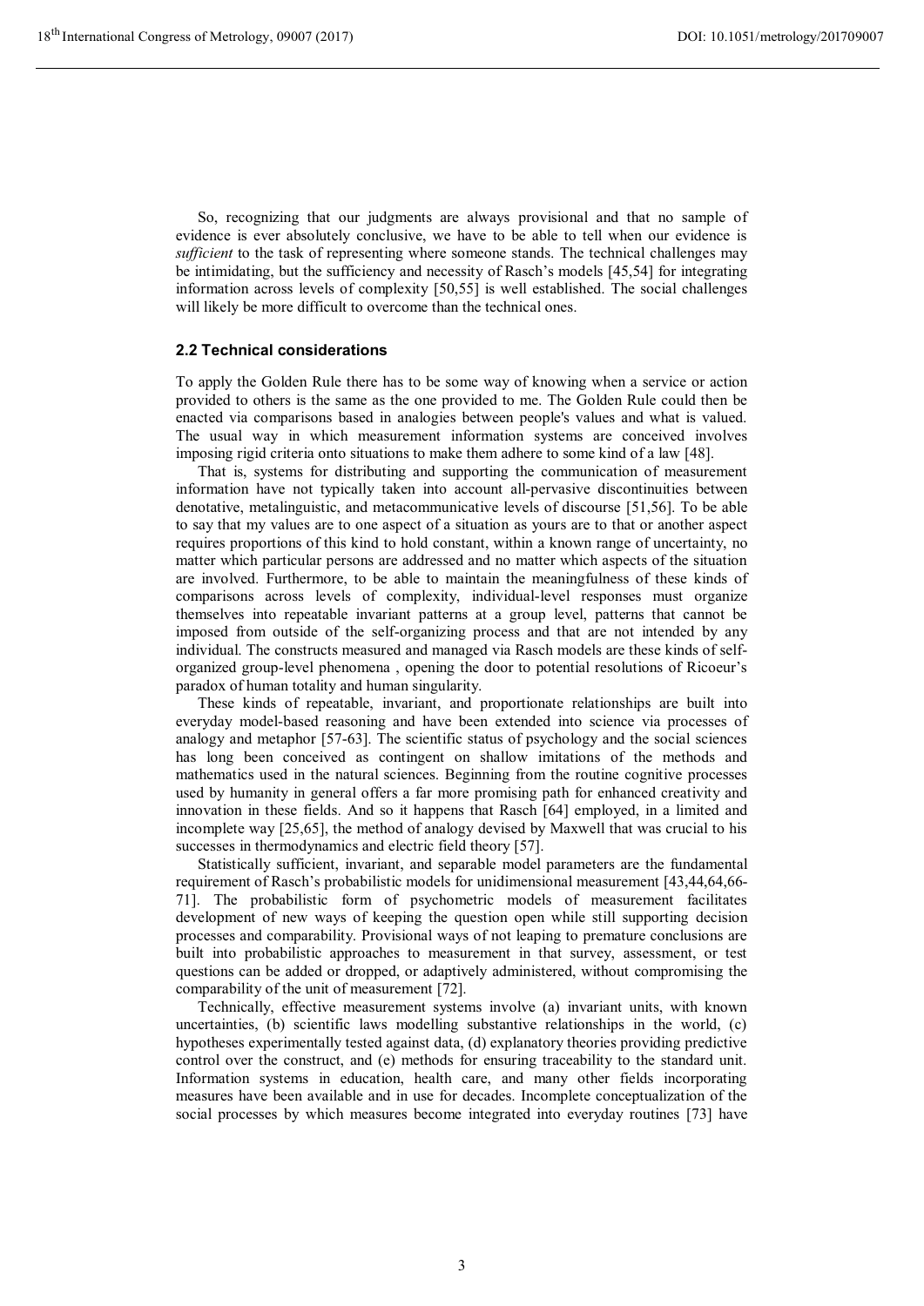So, recognizing that our judgments are always provisional and that no sample of evidence is ever absolutely conclusive, we have to be able to tell when our evidence is *sufficient* to the task of representing where someone stands. The technical challenges may be intimidating, but the sufficiency and necessity of Rasch's models [45,54] for integrating information across levels of complexity [50,55] is well established. The social challenges will likely be more difficult to overcome than the technical ones.

### 2.2 Technical considerations

To apply the Golden Rule there has to be some way of knowing when a service or action provided to others is the same as the one provided to me. The Golden Rule could then be enacted via comparisons based in analogies between people's values and what is valued. The usual way in which measurement information systems are conceived involves imposing rigid criteria onto situations to make them adhere to some kind of a law [48].

That is, systems for distributing and supporting the communication of measurement information have not typically taken into account all-pervasive discontinuities between denotative, metalinguistic, and metacommunicative levels of discourse [51,56]. To be able to say that my values are to one aspect of a situation as yours are to that or another aspect requires proportions of this kind to hold constant, within a known range of uncertainty, no matter which particular persons are addressed and no matter which aspects of the situation are involved. Furthermore, to be able to maintain the meaningfulness of these kinds of comparisons across levels of complexity, individual-level responses must organize themselves into repeatable invariant patterns at a group level, patterns that cannot be imposed from outside of the self-organizing process and that are not intended by any individual. The constructs measured and managed via Rasch models are these kinds of self-organized group-level phenomena , opening the door to potential resolutions of Ricoeur's paradox of human totality and human singularity.

These kinds of repeatable, invariant, and proportionate relationships are built into everyday model-based reasoning and have been extended into science via processes of analogy and metaphor [57-63]. The scientific status of psychology and the social sciences has long been conceived as contingent on shallow imitations of the methods and mathematics used in the natural sciences. Beginning from the routine cognitive processes used by humanity in general offers a far more promising path for enhanced creativity and innovation in these fields. And so it happens that Rasch [64] employed, in a limited and incomplete way [25,65], the method of analogy devised by Maxwell that was crucial to his successes in thermodynamics and electric field theory [57].

Statistically sufficient, invariant, and separable model parameters are the fundamental requirement of Rasch's probabilistic models for unidimensional measurement [43,44,64,66-71]. The probabilistic form of psychometric models of measurement facilitates development of new ways of keeping the question open while still supporting decision processes and comparability. Provisional ways of not leaping to premature conclusions are built into probabilistic approaches to measurement in that survey, assessment, or test questions can be added or dropped, or adaptively administered, without compromising the comparability of the unit of measurement [72].

Technically, effective measurement systems involve (a) invariant units, with known uncertainties, (b) scientific laws modelling substantive relationships in the world, (c) hypotheses experimentally tested against data, (d) explanatory theories providing predictive control over the construct, and (e) methods for ensuring traceability to the standard unit. Information systems in education, health care, and many other fields incorporating measures have been available and in use for decades. Incomplete conceptualization of the social processes by which measures become integrated into everyday routines [73] have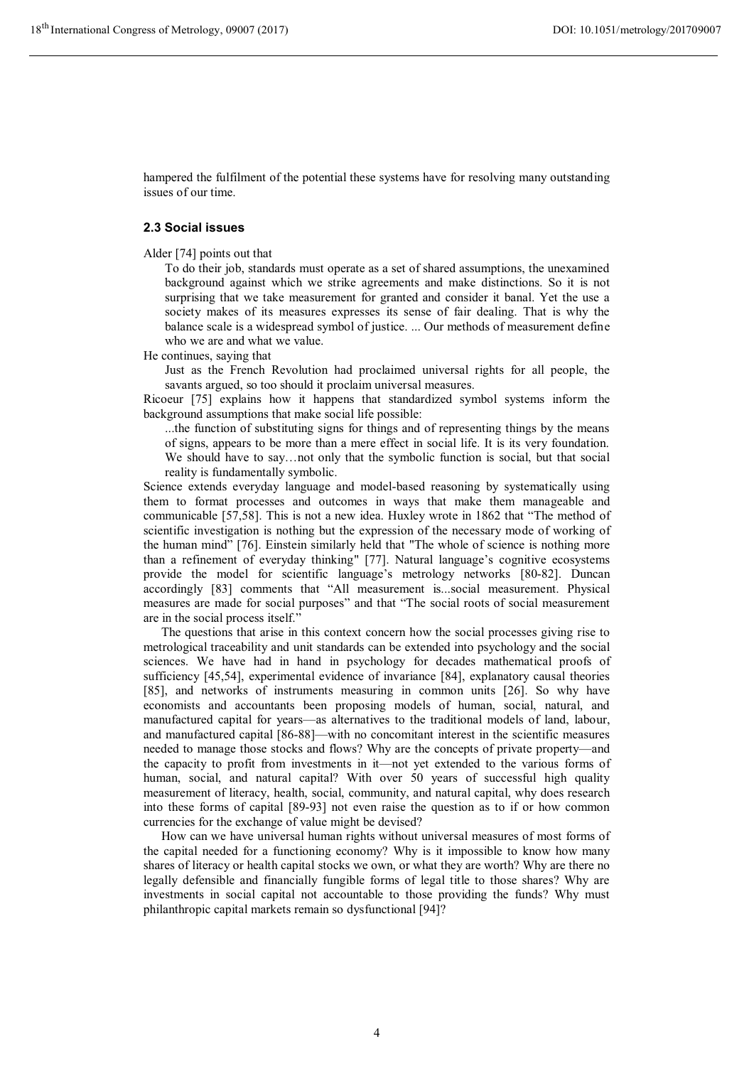hampered the fulfilment of the potential these systems have for resolving many outstanding issues of our time.

### 2.3 Social issues

Alder [74] points out that

> To do their job, standards must operate as a set of shared assumptions, the unexamined background against which we strike agreements and make distinctions. So it is not surprising that we take measurement for granted and consider it banal. Yet the use a society makes of its measures expresses its sense of fair dealing. That is why the balance scale is a widespread symbol of justice. ... Our methods of measurement define who we are and what we value.

He continues, saying that

> Just as the French Revolution had proclaimed universal rights for all people, the savants argued, so too should it proclaim universal measures.

Ricoeur [75] explains how it happens that standardized symbol systems inform the background assumptions that make social life possible:

> ...the function of substituting signs for things and of representing things by the means of signs, appears to be more than a mere effect in social life. It is its very foundation. We should have to say…not only that the symbolic function is social, but that social reality is fundamentally symbolic.

Science extends everyday language and model-based reasoning by systematically using them to format processes and outcomes in ways that make them manageable and communicable [57,58]. This is not a new idea. Huxley wrote in 1862 that "The method of scientific investigation is nothing but the expression of the necessary mode of working of the human mind" [76]. Einstein similarly held that "The whole of science is nothing more than a refinement of everyday thinking" [77]. Natural language's cognitive ecosystems provide the model for scientific language's metrology networks [80-82]. Duncan accordingly [83] comments that "All measurement is...social measurement. Physical measures are made for social purposes" and that "The social roots of social measurement are in the social process itself."

The questions that arise in this context concern how the social processes giving rise to metrological traceability and unit standards can be extended into psychology and the social sciences. We have had in hand in psychology for decades mathematical proofs of sufficiency [45,54], experimental evidence of invariance [84], explanatory causal theories [85], and networks of instruments measuring in common units [26]. So why have economists and accountants been proposing models of human, social, natural, and manufactured capital for years—as alternatives to the traditional models of land, labour, and manufactured capital [86-88]—with no concomitant interest in the scientific measures needed to manage those stocks and flows? Why are the concepts of private property—and the capacity to profit from investments in it—not yet extended to the various forms of human, social, and natural capital? With over 50 years of successful high quality measurement of literacy, health, social, community, and natural capital, why does research into these forms of capital [89-93] not even raise the question as to if or how common currencies for the exchange of value might be devised?

How can we have universal human rights without universal measures of most forms of the capital needed for a functioning economy? Why is it impossible to know how many shares of literacy or health capital stocks we own, or what they are worth? Why are there no legally defensible and financially fungible forms of legal title to those shares? Why are investments in social capital not accountable to those providing the funds? Why must philanthropic capital markets remain so dysfunctional [94]?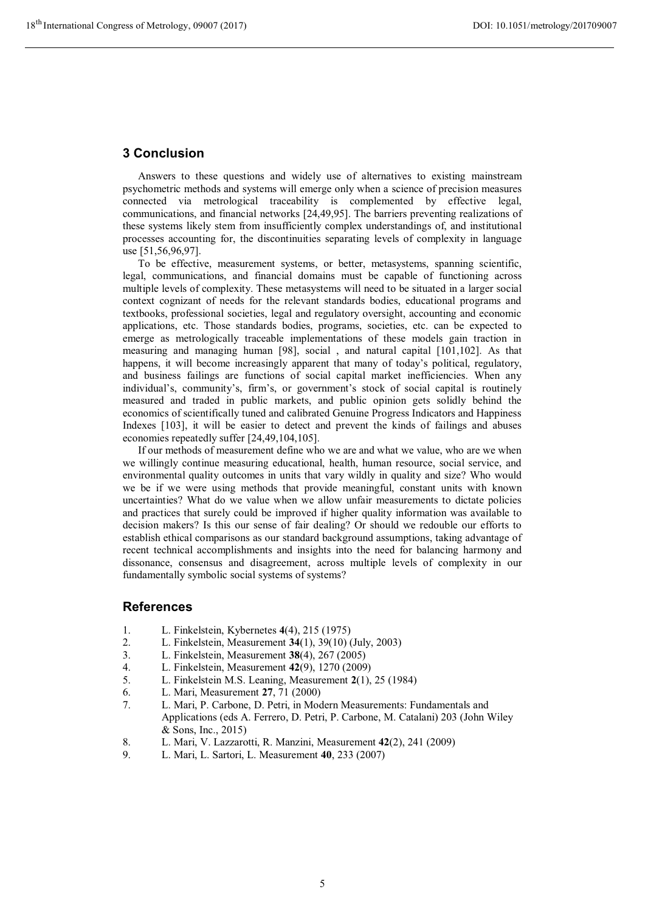## 3 Conclusion

Answers to these questions and widely use of alternatives to existing mainstream psychometric methods and systems will emerge only when a science of precision measures connected via metrological traceability is complemented by effective legal, communications, and financial networks [24,49,95]. The barriers preventing realizations of these systems likely stem from insufficiently complex understandings of, and institutional processes accounting for, the discontinuities separating levels of complexity in language use [51,56,96,97].

To be effective, measurement systems, or better, metasystems, spanning scientific, legal, communications, and financial domains must be capable of functioning across multiple levels of complexity. These metasystems will need to be situated in a larger social context cognizant of needs for the relevant standards bodies, educational programs and textbooks, professional societies, legal and regulatory oversight, accounting and economic applications, etc. Those standards bodies, programs, societies, etc. can be expected to emerge as metrologically traceable implementations of these models gain traction in measuring and managing human [98], social , and natural capital [101,102]. As that happens, it will become increasingly apparent that many of today's political, regulatory, and business failings are functions of social capital market inefficiencies. When any individual's, community's, firm's, or government's stock of social capital is routinely measured and traded in public markets, and public opinion gets solidly behind the economics of scientifically tuned and calibrated Genuine Progress Indicators and Happiness Indexes [103], it will be easier to detect and prevent the kinds of failings and abuses economies repeatedly suffer [24,49,104,105].

If our methods of measurement define who we are and what we value, who are we when we willingly continue measuring educational, health, human resource, social service, and environmental quality outcomes in units that vary wildly in quality and size? Who would we be if we were using methods that provide meaningful, constant units with known uncertainties? What do we value when we allow unfair measurements to dictate policies and practices that surely could be improved if higher quality information was available to decision makers? Is this our sense of fair dealing? Or should we redouble our efforts to establish ethical comparisons as our standard background assumptions, taking advantage of recent technical accomplishments and insights into the need for balancing harmony and dissonance, consensus and disagreement, across multiple levels of complexity in our fundamentally symbolic social systems of systems?

## References

1. L. Finkelstein, Kybernetes **4**(4), 215 (1975)
2. L. Finkelstein, Measurement **34**(1), 39(10) (July, 2003)
3. L. Finkelstein, Measurement **38**(4), 267 (2005)
4. L. Finkelstein, Measurement **42**(9), 1270 (2009)
5. L. Finkelstein M.S. Leaning, Measurement **2**(1), 25 (1984)
6. L. Mari, Measurement **27**, 71 (2000)
7. L. Mari, P. Carbone, D. Petri, in Modern Measurements: Fundamentals and Applications (eds A. Ferrero, D. Petri, P. Carbone, M. Catalani) 203 (John Wiley & Sons, Inc., 2015)
8. L. Mari, V. Lazzarotti, R. Manzini, Measurement **42**(2), 241 (2009)
9. L. Mari, L. Sartori, L. Measurement **40**, 233 (2007)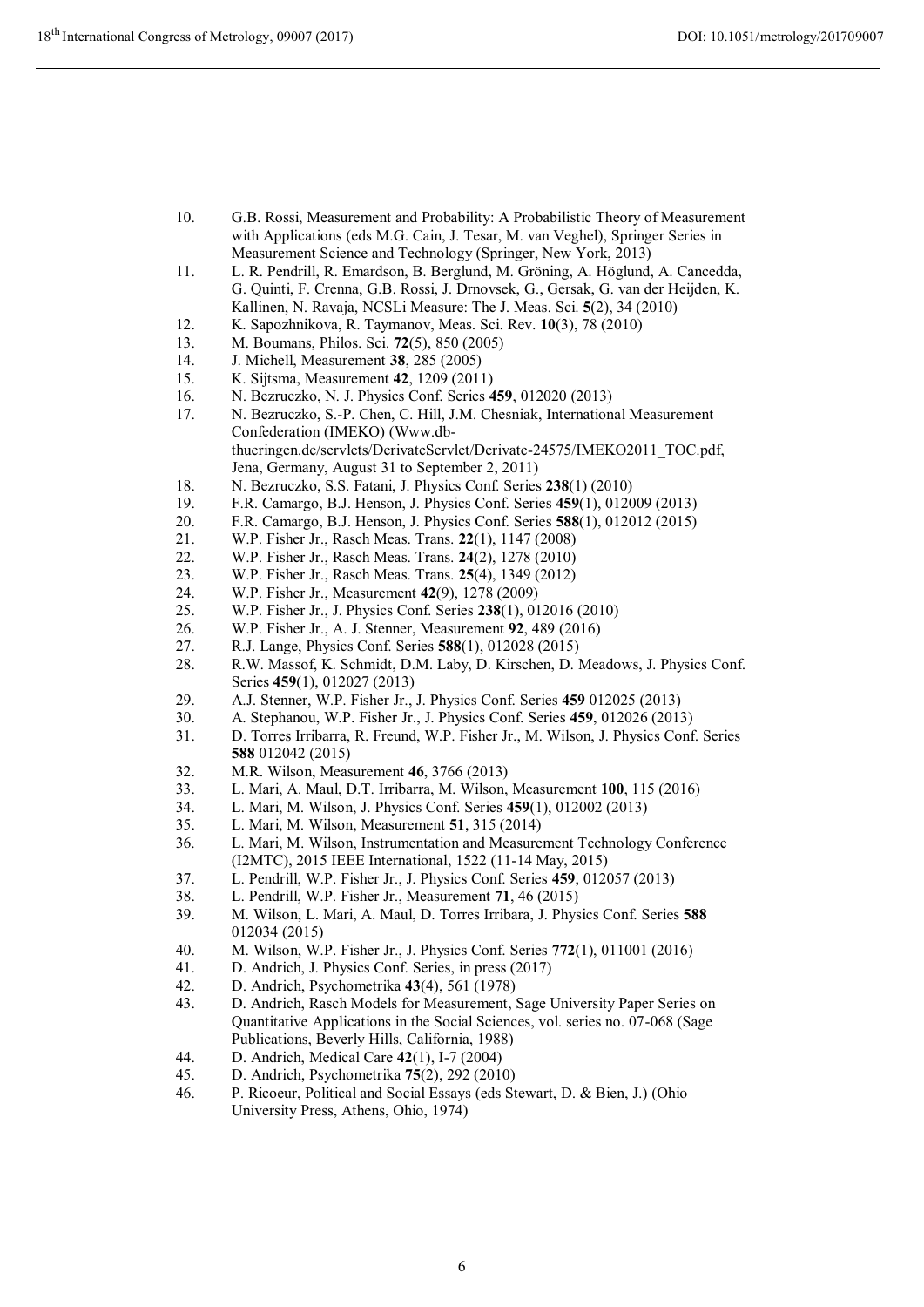10. G.B. Rossi, Measurement and Probability: A Probabilistic Theory of Measurement with Applications (eds M.G. Cain, J. Tesar, M. van Veghel), Springer Series in Measurement Science and Technology (Springer, New York, 2013)
11. L. R. Pendrill, R. Emardson, B. Berglund, M. Gröning, A. Höglund, A. Cancedda, G. Quinti, F. Crenna, G.B. Rossi, J. Drnovsek, G., Gersak, G. van der Heijden, K. Kallinen, N. Ravaja, NCSLi Measure: The J. Meas. Sci. **5**(2), 34 (2010)
12. K. Sapozhnikova, R. Taymanov, Meas. Sci. Rev. **10**(3), 78 (2010)
13. M. Boumans, Philos. Sci. **72**(5), 850 (2005)
14. J. Michell, Measurement **38**, 285 (2005)
15. K. Sijtsma, Measurement **42**, 1209 (2011)
16. N. Bezruczko, N. J. Physics Conf. Series **459**, 012020 (2013)
17. N. Bezruczko, S.-P. Chen, C. Hill, J.M. Chesniak, International Measurement Confederation (IMEKO) (Www.db-thueringen.de/servlets/DerivateServlet/Derivate-24575/IMEKO2011_TOC.pdf, Jena, Germany, August 31 to September 2, 2011)
18. N. Bezruczko, S.S. Fatani, J. Physics Conf. Series **238**(1) (2010)
19. F.R. Camargo, B.J. Henson, J. Physics Conf. Series **459**(1), 012009 (2013)
20. F.R. Camargo, B.J. Henson, J. Physics Conf. Series **588**(1), 012012 (2015)
21. W.P. Fisher Jr., Rasch Meas. Trans. **22**(1), 1147 (2008)
22. W.P. Fisher Jr., Rasch Meas. Trans. **24**(2), 1278 (2010)
23. W.P. Fisher Jr., Rasch Meas. Trans. **25**(4), 1349 (2012)
24. W.P. Fisher Jr., Measurement **42**(9), 1278 (2009)
25. W.P. Fisher Jr., J. Physics Conf. Series **238**(1), 012016 (2010)
26. W.P. Fisher Jr., A. J. Stenner, Measurement **92**, 489 (2016)
27. R.J. Lange, Physics Conf. Series **588**(1), 012028 (2015)
28. R.W. Massof, K. Schmidt, D.M. Laby, D. Kirschen, D. Meadows, J. Physics Conf. Series **459**(1), 012027 (2013)
29. A.J. Stenner, W.P. Fisher Jr., J. Physics Conf. Series **459** 012025 (2013)
30. A. Stephanou, W.P. Fisher Jr., J. Physics Conf. Series **459**, 012026 (2013)
31. D. Torres Irribarra, R. Freund, W.P. Fisher Jr., M. Wilson, J. Physics Conf. Series **588** 012042 (2015)
32. M.R. Wilson, Measurement **46**, 3766 (2013)
33. L. Mari, A. Maul, D.T. Irribarra, M. Wilson, Measurement **100**, 115 (2016)
34. L. Mari, M. Wilson, J. Physics Conf. Series **459**(1), 012002 (2013)
35. L. Mari, M. Wilson, Measurement **51**, 315 (2014)
36. L. Mari, M. Wilson, Instrumentation and Measurement Technology Conference (I2MTC), 2015 IEEE International, 1522 (11-14 May, 2015)
37. L. Pendrill, W.P. Fisher Jr., J. Physics Conf. Series **459**, 012057 (2013)
38. L. Pendrill, W.P. Fisher Jr., Measurement **71**, 46 (2015)
39. M. Wilson, L. Mari, A. Maul, D. Torres Irribara, J. Physics Conf. Series **588** 012034 (2015)
40. M. Wilson, W.P. Fisher Jr., J. Physics Conf. Series **772**(1), 011001 (2016)
41. D. Andrich, J. Physics Conf. Series, in press (2017)
42. D. Andrich, Psychometrika **43**(4), 561 (1978)
43. D. Andrich, Rasch Models for Measurement, Sage University Paper Series on Quantitative Applications in the Social Sciences, vol. series no. 07-068 (Sage Publications, Beverly Hills, California, 1988)
44. D. Andrich, Medical Care **42**(1), I-7 (2004)
45. D. Andrich, Psychometrika **75**(2), 292 (2010)
46. P. Ricoeur, Political and Social Essays (eds Stewart, D. & Bien, J.) (Ohio University Press, Athens, Ohio, 1974)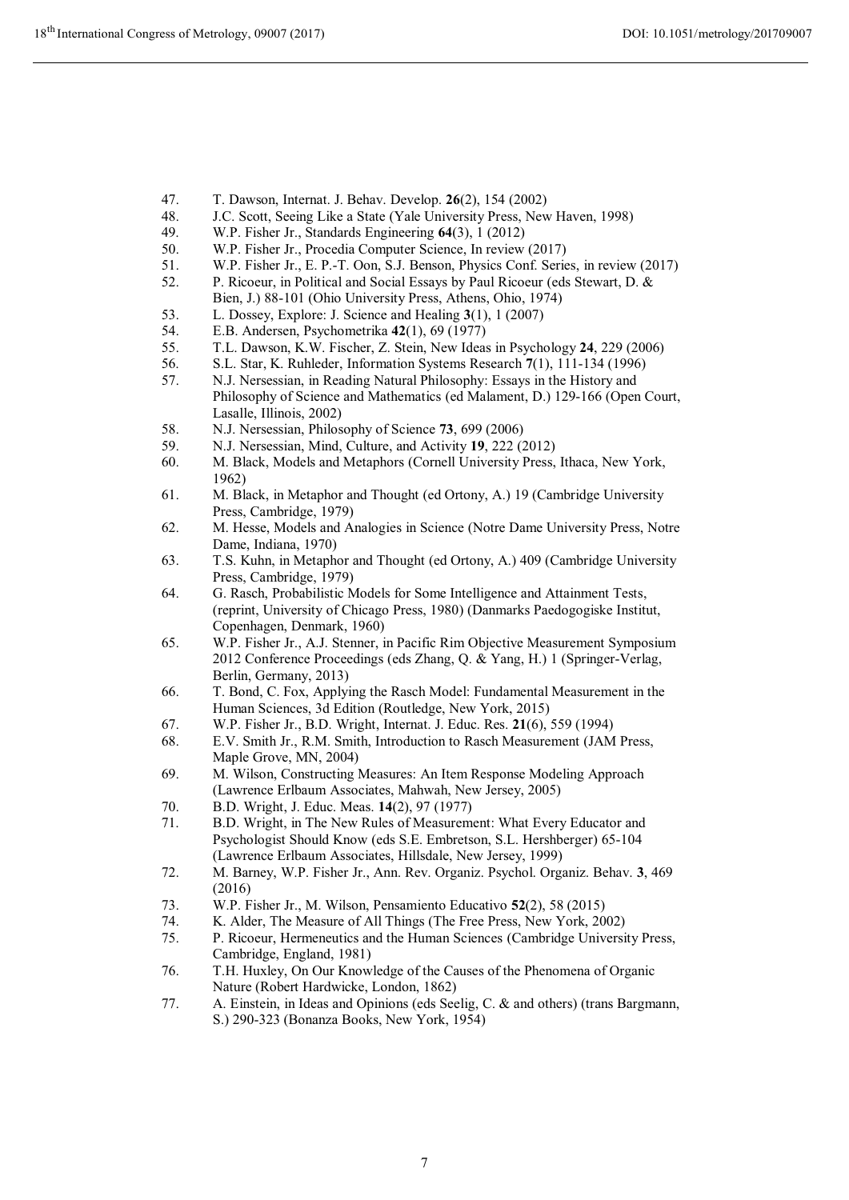47. T. Dawson, Internat. J. Behav. Develop. **26**(2), 154 (2002)
48. J.C. Scott, Seeing Like a State (Yale University Press, New Haven, 1998)
49. W.P. Fisher Jr., Standards Engineering **64**(3), 1 (2012)
50. W.P. Fisher Jr., Procedia Computer Science, In review (2017)
51. W.P. Fisher Jr., E. P.-T. Oon, S.J. Benson, Physics Conf. Series, in review (2017)
52. P. Ricoeur, in Political and Social Essays by Paul Ricoeur (eds Stewart, D. & Bien, J.) 88-101 (Ohio University Press, Athens, Ohio, 1974)
53. L. Dossey, Explore: J. Science and Healing **3**(1), 1 (2007)
54. E.B. Andersen, Psychometrika **42**(1), 69 (1977)
55. T.L. Dawson, K.W. Fischer, Z. Stein, New Ideas in Psychology **24**, 229 (2006)
56. S.L. Star, K. Ruhleder, Information Systems Research **7**(1), 111-134 (1996)
57. N.J. Nersessian, in Reading Natural Philosophy: Essays in the History and Philosophy of Science and Mathematics (ed Malament, D.) 129-166 (Open Court, Lasalle, Illinois, 2002)
58. N.J. Nersessian, Philosophy of Science **73**, 699 (2006)
59. N.J. Nersessian, Mind, Culture, and Activity **19**, 222 (2012)
60. M. Black, Models and Metaphors (Cornell University Press, Ithaca, New York, 1962)
61. M. Black, in Metaphor and Thought (ed Ortony, A.) 19 (Cambridge University Press, Cambridge, 1979)
62. M. Hesse, Models and Analogies in Science (Notre Dame University Press, Notre Dame, Indiana, 1970)
63. T.S. Kuhn, in Metaphor and Thought (ed Ortony, A.) 409 (Cambridge University Press, Cambridge, 1979)
64. G. Rasch, Probabilistic Models for Some Intelligence and Attainment Tests, (reprint, University of Chicago Press, 1980) (Danmarks Paedogogiske Institut, Copenhagen, Denmark, 1960)
65. W.P. Fisher Jr., A.J. Stenner, in Pacific Rim Objective Measurement Symposium 2012 Conference Proceedings (eds Zhang, Q. & Yang, H.) 1 (Springer-Verlag, Berlin, Germany, 2013)
66. T. Bond, C. Fox, Applying the Rasch Model: Fundamental Measurement in the Human Sciences, 3d Edition (Routledge, New York, 2015)
67. W.P. Fisher Jr., B.D. Wright, Internat. J. Educ. Res. **21**(6), 559 (1994)
68. E.V. Smith Jr., R.M. Smith, Introduction to Rasch Measurement (JAM Press, Maple Grove, MN, 2004)
69. M. Wilson, Constructing Measures: An Item Response Modeling Approach (Lawrence Erlbaum Associates, Mahwah, New Jersey, 2005)
70. B.D. Wright, J. Educ. Meas. **14**(2), 97 (1977)
71. B.D. Wright, in The New Rules of Measurement: What Every Educator and Psychologist Should Know (eds S.E. Embretson, S.L. Hershberger) 65-104 (Lawrence Erlbaum Associates, Hillsdale, New Jersey, 1999)
72. M. Barney, W.P. Fisher Jr., Ann. Rev. Organiz. Psychol. Organiz. Behav. **3**, 469 (2016)
73. W.P. Fisher Jr., M. Wilson, Pensamiento Educativo **52**(2), 58 (2015)
74. K. Alder, The Measure of All Things (The Free Press, New York, 2002)
75. P. Ricoeur, Hermeneutics and the Human Sciences (Cambridge University Press, Cambridge, England, 1981)
76. T.H. Huxley, On Our Knowledge of the Causes of the Phenomena of Organic Nature (Robert Hardwicke, London, 1862)
77. A. Einstein, in Ideas and Opinions (eds Seelig, C. & and others) (trans Bargmann, S.) 290-323 (Bonanza Books, New York, 1954)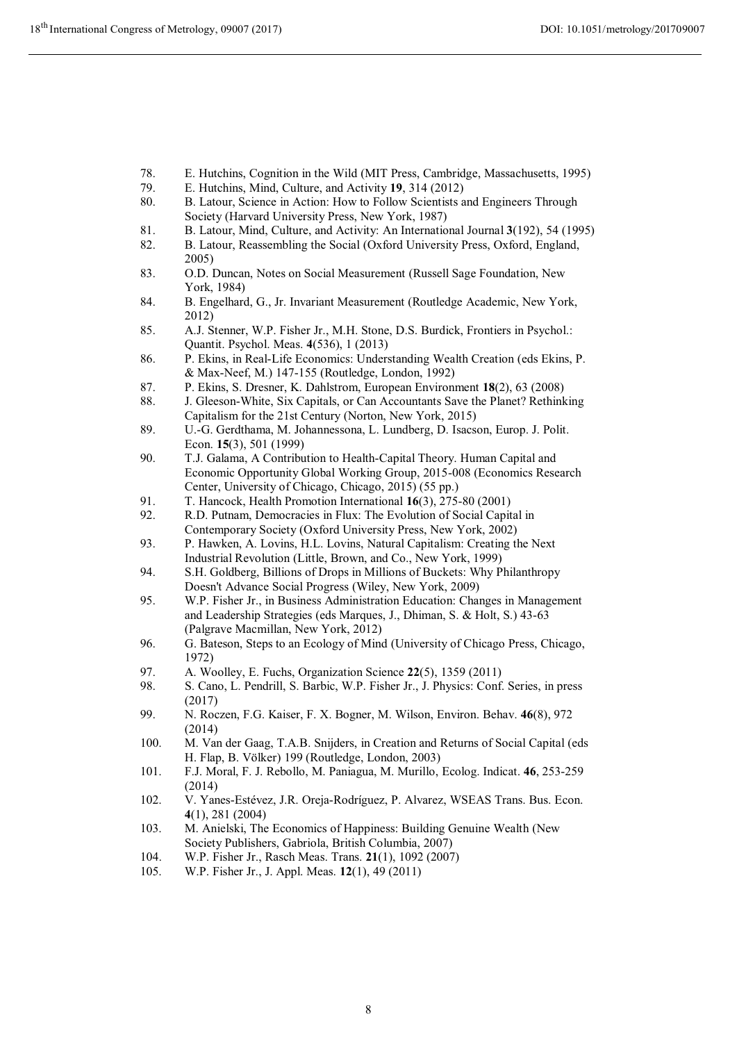78. E. Hutchins, Cognition in the Wild (MIT Press, Cambridge, Massachusetts, 1995)
79. E. Hutchins, Mind, Culture, and Activity **19**, 314 (2012)
80. B. Latour, Science in Action: How to Follow Scientists and Engineers Through Society (Harvard University Press, New York, 1987)
81. B. Latour, Mind, Culture, and Activity: An International Journal **3**(192), 54 (1995)
82. B. Latour, Reassembling the Social (Oxford University Press, Oxford, England, 2005)
83. O.D. Duncan, Notes on Social Measurement (Russell Sage Foundation, New York, 1984)
84. B. Engelhard, G., Jr. Invariant Measurement (Routledge Academic, New York, 2012)
85. A.J. Stenner, W.P. Fisher Jr., M.H. Stone, D.S. Burdick, Frontiers in Psychol.: Quantit. Psychol. Meas. **4**(536), 1 (2013)
86. P. Ekins, in Real-Life Economics: Understanding Wealth Creation (eds Ekins, P. & Max-Neef, M.) 147-155 (Routledge, London, 1992)
87. P. Ekins, S. Dresner, K. Dahlstrom, European Environment **18**(2), 63 (2008)
88. J. Gleeson-White, Six Capitals, or Can Accountants Save the Planet? Rethinking Capitalism for the 21st Century (Norton, New York, 2015)
89. U.-G. Gerdthama, M. Johannessona, L. Lundberg, D. Isacson, Europ. J. Polit. Econ. **15**(3), 501 (1999)
90. T.J. Galama, A Contribution to Health-Capital Theory. Human Capital and Economic Opportunity Global Working Group, 2015-008 (Economics Research Center, University of Chicago, Chicago, 2015) (55 pp.)
91. T. Hancock, Health Promotion International **16**(3), 275-80 (2001)
92. R.D. Putnam, Democracies in Flux: The Evolution of Social Capital in Contemporary Society (Oxford University Press, New York, 2002)
93. P. Hawken, A. Lovins, H.L. Lovins, Natural Capitalism: Creating the Next Industrial Revolution (Little, Brown, and Co., New York, 1999)
94. S.H. Goldberg, Billions of Drops in Millions of Buckets: Why Philanthropy Doesn't Advance Social Progress (Wiley, New York, 2009)
95. W.P. Fisher Jr., in Business Administration Education: Changes in Management and Leadership Strategies (eds Marques, J., Dhiman, S. & Holt, S.) 43-63 (Palgrave Macmillan, New York, 2012)
96. G. Bateson, Steps to an Ecology of Mind (University of Chicago Press, Chicago, 1972)
97. A. Woolley, E. Fuchs, Organization Science **22**(5), 1359 (2011)
98. S. Cano, L. Pendrill, S. Barbic, W.P. Fisher Jr., J. Physics: Conf. Series, in press (2017)
99. N. Roczen, F.G. Kaiser, F. X. Bogner, M. Wilson, Environ. Behav. **46**(8), 972 (2014)
100. M. Van der Gaag, T.A.B. Snijders, in Creation and Returns of Social Capital (eds H. Flap, B. Völker) 199 (Routledge, London, 2003)
101. F.J. Moral, F. J. Rebollo, M. Paniagua, M. Murillo, Ecolog. Indicat. **46**, 253-259 (2014)
102. V. Yanes-Estévez, J.R. Oreja-Rodríguez, P. Alvarez, WSEAS Trans. Bus. Econ. **4**(1), 281 (2004)
103. M. Anielski, The Economics of Happiness: Building Genuine Wealth (New Society Publishers, Gabriola, British Columbia, 2007)
104. W.P. Fisher Jr., Rasch Meas. Trans. **21**(1), 1092 (2007)
105. W.P. Fisher Jr., J. Appl. Meas. **12**(1), 49 (2011)